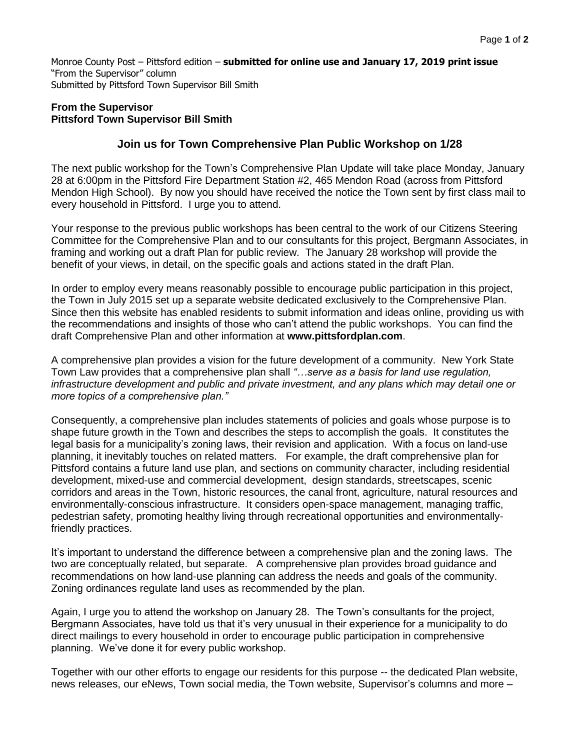Monroe County Post – Pittsford edition – **submitted for online use and January 17, 2019 print issue**
"From the Supervisor" column
Submitted by Pittsford Town Supervisor Bill Smith

**From the Supervisor**
**Pittsford Town Supervisor Bill Smith**

## Join us for Town Comprehensive Plan Public Workshop on 1/28

The next public workshop for the Town's Comprehensive Plan Update will take place Monday, January 28 at 6:00pm in the Pittsford Fire Department Station #2, 465 Mendon Road (across from Pittsford Mendon High School). By now you should have received the notice the Town sent by first class mail to every household in Pittsford. I urge you to attend.

Your response to the previous public workshops has been central to the work of our Citizens Steering Committee for the Comprehensive Plan and to our consultants for this project, Bergmann Associates, in framing and working out a draft Plan for public review. The January 28 workshop will provide the benefit of your views, in detail, on the specific goals and actions stated in the draft Plan.

In order to employ every means reasonably possible to encourage public participation in this project, the Town in July 2015 set up a separate website dedicated exclusively to the Comprehensive Plan. Since then this website has enabled residents to submit information and ideas online, providing us with the recommendations and insights of those who can't attend the public workshops. You can find the draft Comprehensive Plan and other information at **www.pittsfordplan.com**.

A comprehensive plan provides a vision for the future development of a community. New York State Town Law provides that a comprehensive plan shall *"…serve as a basis for land use regulation, infrastructure development and public and private investment, and any plans which may detail one or more topics of a comprehensive plan."*

Consequently, a comprehensive plan includes statements of policies and goals whose purpose is to shape future growth in the Town and describes the steps to accomplish the goals. It constitutes the legal basis for a municipality's zoning laws, their revision and application. With a focus on land-use planning, it inevitably touches on related matters. For example, the draft comprehensive plan for Pittsford contains a future land use plan, and sections on community character, including residential development, mixed-use and commercial development, design standards, streetscapes, scenic corridors and areas in the Town, historic resources, the canal front, agriculture, natural resources and environmentally-conscious infrastructure. It considers open-space management, managing traffic, pedestrian safety, promoting healthy living through recreational opportunities and environmentally-friendly practices.

It's important to understand the difference between a comprehensive plan and the zoning laws. The two are conceptually related, but separate. A comprehensive plan provides broad guidance and recommendations on how land-use planning can address the needs and goals of the community. Zoning ordinances regulate land uses as recommended by the plan.

Again, I urge you to attend the workshop on January 28. The Town's consultants for the project, Bergmann Associates, have told us that it's very unusual in their experience for a municipality to do direct mailings to every household in order to encourage public participation in comprehensive planning. We've done it for every public workshop.

Together with our other efforts to engage our residents for this purpose -- the dedicated Plan website, news releases, our eNews, Town social media, the Town website, Supervisor's columns and more –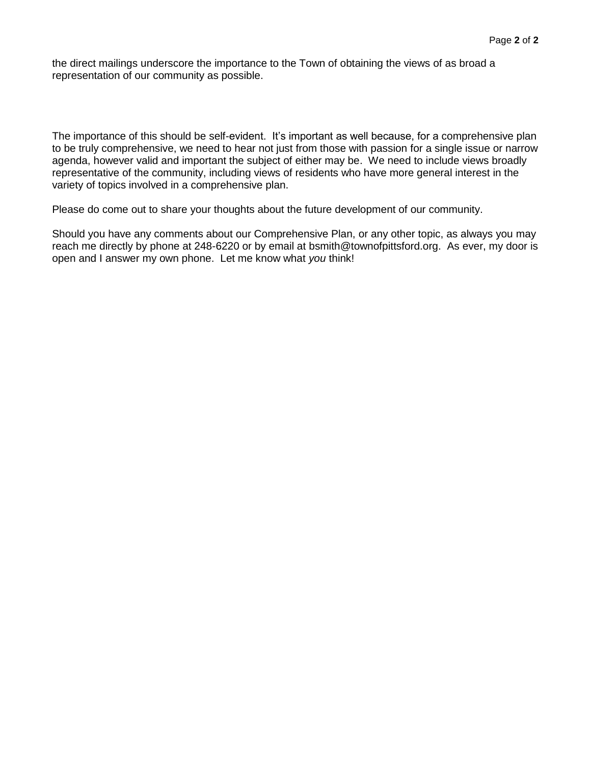the direct mailings underscore the importance to the Town of obtaining the views of as broad a representation of our community as possible.

The importance of this should be self-evident. It's important as well because, for a comprehensive plan to be truly comprehensive, we need to hear not just from those with passion for a single issue or narrow agenda, however valid and important the subject of either may be. We need to include views broadly representative of the community, including views of residents who have more general interest in the variety of topics involved in a comprehensive plan.

Please do come out to share your thoughts about the future development of our community.

Should you have any comments about our Comprehensive Plan, or any other topic, as always you may reach me directly by phone at 248-6220 or by email at bsmith@townofpittsford.org. As ever, my door is open and I answer my own phone. Let me know what *you* think!